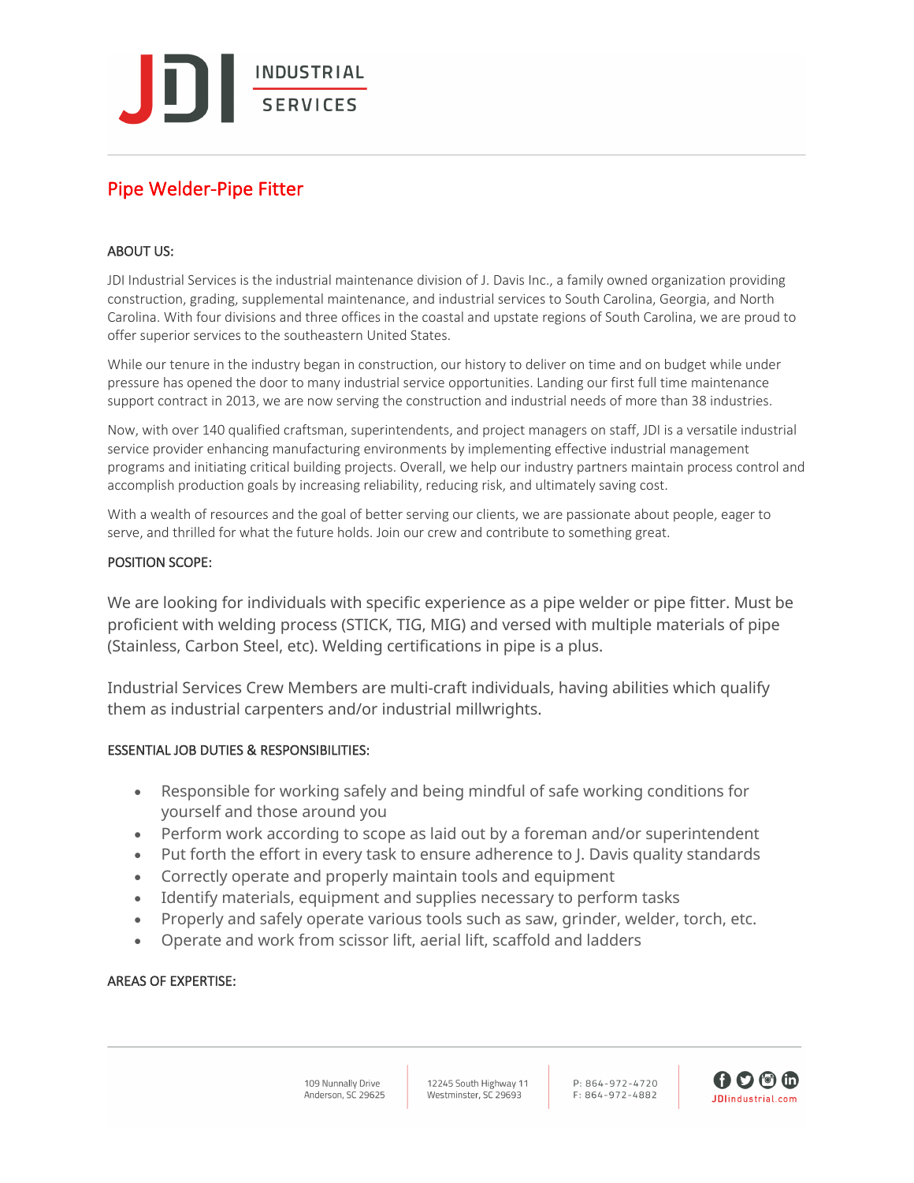# Pipe Welder-Pipe Fitter

## ABOUT US:

JDI Industrial Services is the industrial maintenance division of J. Davis Inc., a family owned organization providing construction, grading, supplemental maintenance, and industrial services to South Carolina, Georgia, and North Carolina. With four divisions and three offices in the coastal and upstate regions of South Carolina, we are proud to offer superior services to the southeastern United States.

While our tenure in the industry began in construction, our history to deliver on time and on budget while under pressure has opened the door to many industrial service opportunities. Landing our first full time maintenance support contract in 2013, we are now serving the construction and industrial needs of more than 38 industries.

Now, with over 140 qualified craftsman, superintendents, and project managers on staff, JDI is a versatile industrial service provider enhancing manufacturing environments by implementing effective industrial management programs and initiating critical building projects. Overall, we help our industry partners maintain process control and accomplish production goals by increasing reliability, reducing risk, and ultimately saving cost.

With a wealth of resources and the goal of better serving our clients, we are passionate about people, eager to serve, and thrilled for what the future holds. Join our crew and contribute to something great.

## POSITION SCOPE:

We are looking for individuals with specific experience as a pipe welder or pipe fitter. Must be proficient with welding process (STICK, TIG, MIG) and versed with multiple materials of pipe (Stainless, Carbon Steel, etc). Welding certifications in pipe is a plus.

Industrial Services Crew Members are multi-craft individuals, having abilities which qualify them as industrial carpenters and/or industrial millwrights.

## ESSENTIAL JOB DUTIES & RESPONSIBILITIES:

- Responsible for working safely and being mindful of safe working conditions for yourself and those around you
- Perform work according to scope as laid out by a foreman and/or superintendent
- Put forth the effort in every task to ensure adherence to J. Davis quality standards
- Correctly operate and properly maintain tools and equipment
- Identify materials, equipment and supplies necessary to perform tasks
- Properly and safely operate various tools such as saw, grinder, welder, torch, etc.
- Operate and work from scissor lift, aerial lift, scaffold and ladders

## AREAS OF EXPERTISE: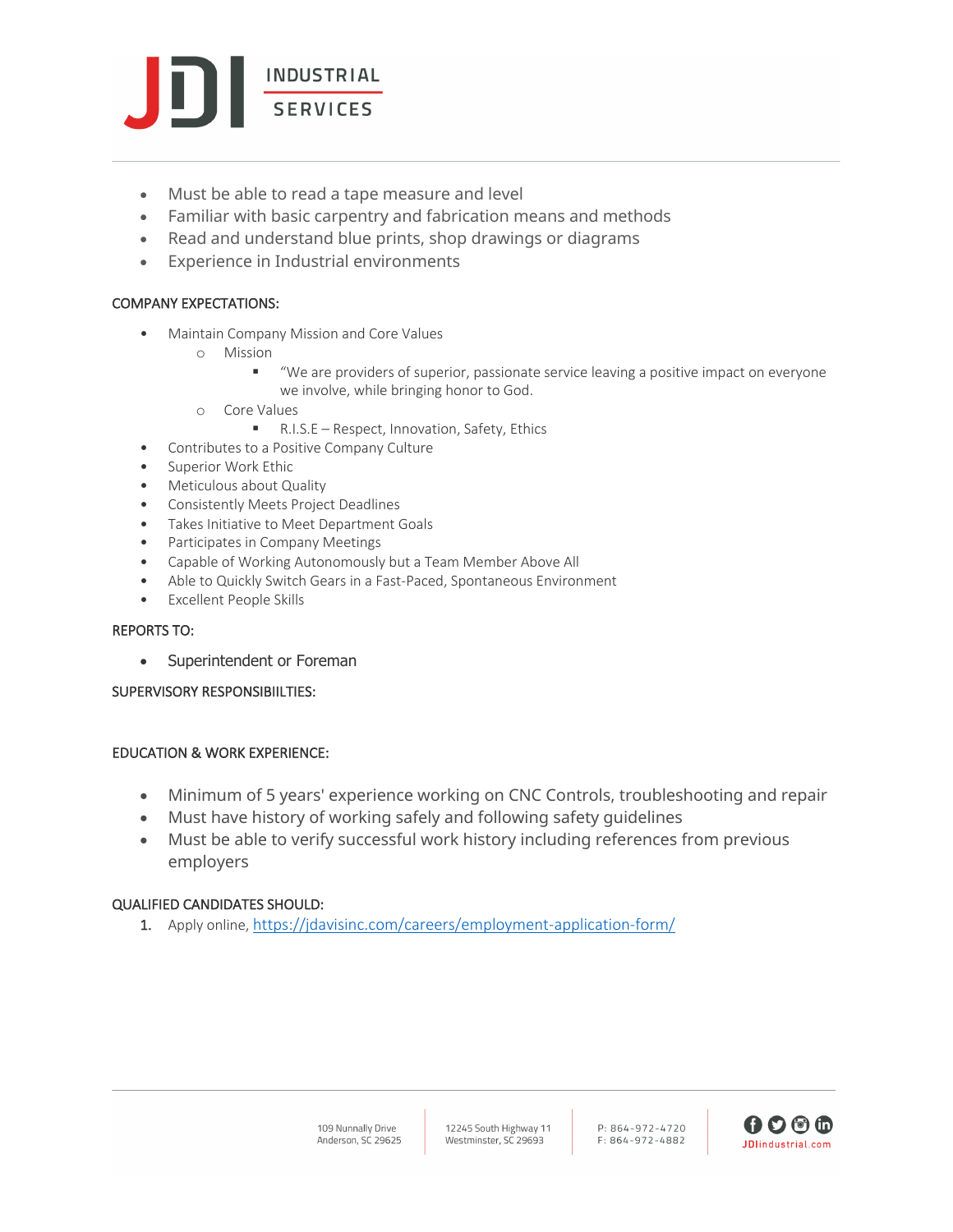- Must be able to read a tape measure and level
- Familiar with basic carpentry and fabrication means and methods
- Read and understand blue prints, shop drawings or diagrams
- Experience in Industrial environments

COMPANY EXPECTATIONS:

- Maintain Company Mission and Core Values
  - Mission
    - "We are providers of superior, passionate service leaving a positive impact on everyone we involve, while bringing honor to God.
  - Core Values
    - R.I.S.E – Respect, Innovation, Safety, Ethics
- Contributes to a Positive Company Culture
- Superior Work Ethic
- Meticulous about Quality
- Consistently Meets Project Deadlines
- Takes Initiative to Meet Department Goals
- Participates in Company Meetings
- Capable of Working Autonomously but a Team Member Above All
- Able to Quickly Switch Gears in a Fast-Paced, Spontaneous Environment
- Excellent People Skills

REPORTS TO:

- Superintendent or Foreman

SUPERVISORY RESPONSIBIILTIES:

EDUCATION & WORK EXPERIENCE:

- Minimum of 5 years' experience working on CNC Controls, troubleshooting and repair
- Must have history of working safely and following safety guidelines
- Must be able to verify successful work history including references from previous employers

QUALIFIED CANDIDATES SHOULD:

1. Apply online, https://jdavisinc.com/careers/employment-application-form/